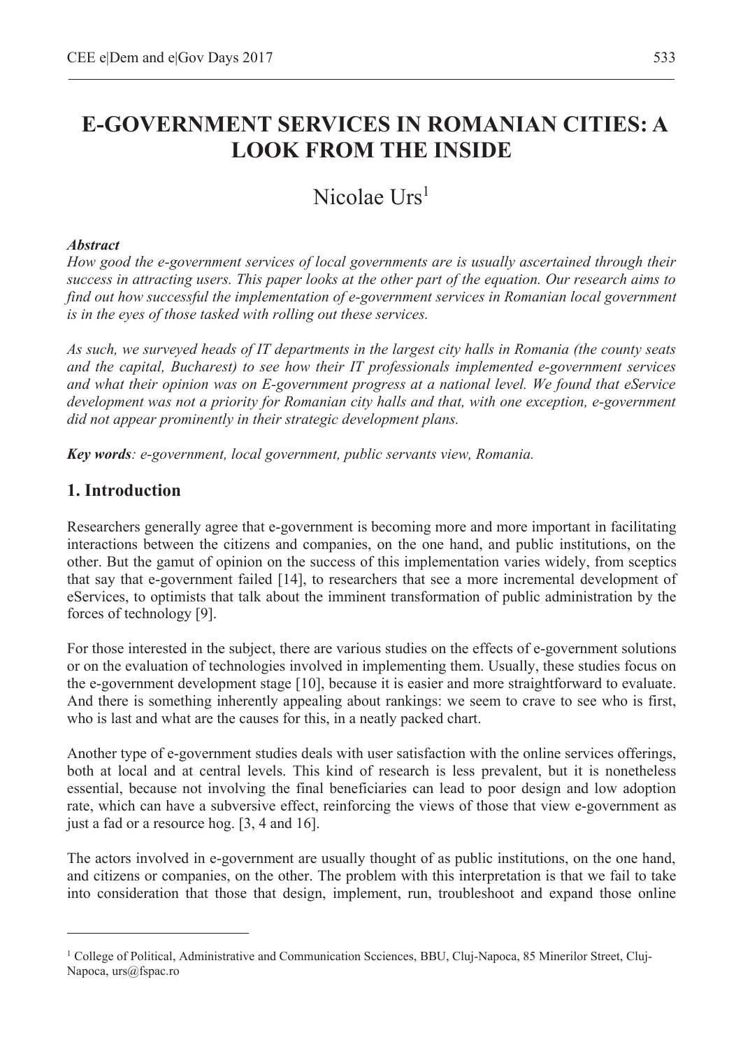# E-GOVERNMENT SERVICES IN ROMANIAN CITIES: A LOOK FROM THE INSIDE

Nicolae Urs[1]

***Abstract***

*How good the e-government services of local governments are is usually ascertained through their success in attracting users. This paper looks at the other part of the equation. Our research aims to find out how successful the implementation of e-government services in Romanian local government is in the eyes of those tasked with rolling out these services.*

*As such, we surveyed heads of IT departments in the largest city halls in Romania (the county seats and the capital, Bucharest) to see how their IT professionals implemented e-government services and what their opinion was on E-government progress at a national level. We found that eService development was not a priority for Romanian city halls and that, with one exception, e-government did not appear prominently in their strategic development plans.*

***Key words****: e-government, local government, public servants view, Romania.*

## 1. Introduction

Researchers generally agree that e-government is becoming more and more important in facilitating interactions between the citizens and companies, on the one hand, and public institutions, on the other. But the gamut of opinion on the success of this implementation varies widely, from sceptics that say that e-government failed [14], to researchers that see a more incremental development of eServices, to optimists that talk about the imminent transformation of public administration by the forces of technology [9].

For those interested in the subject, there are various studies on the effects of e-government solutions or on the evaluation of technologies involved in implementing them. Usually, these studies focus on the e-government development stage [10], because it is easier and more straightforward to evaluate. And there is something inherently appealing about rankings: we seem to crave to see who is first, who is last and what are the causes for this, in a neatly packed chart.

Another type of e-government studies deals with user satisfaction with the online services offerings, both at local and at central levels. This kind of research is less prevalent, but it is nonetheless essential, because not involving the final beneficiaries can lead to poor design and low adoption rate, which can have a subversive effect, reinforcing the views of those that view e-government as just a fad or a resource hog. [3, 4 and 16].

The actors involved in e-government are usually thought of as public institutions, on the one hand, and citizens or companies, on the other. The problem with this interpretation is that we fail to take into consideration that those that design, implement, run, troubleshoot and expand those online

---

[1] College of Political, Administrative and Communication Scciences, BBU, Cluj-Napoca, 85 Minerilor Street, Cluj-Napoca, urs@fspac.ro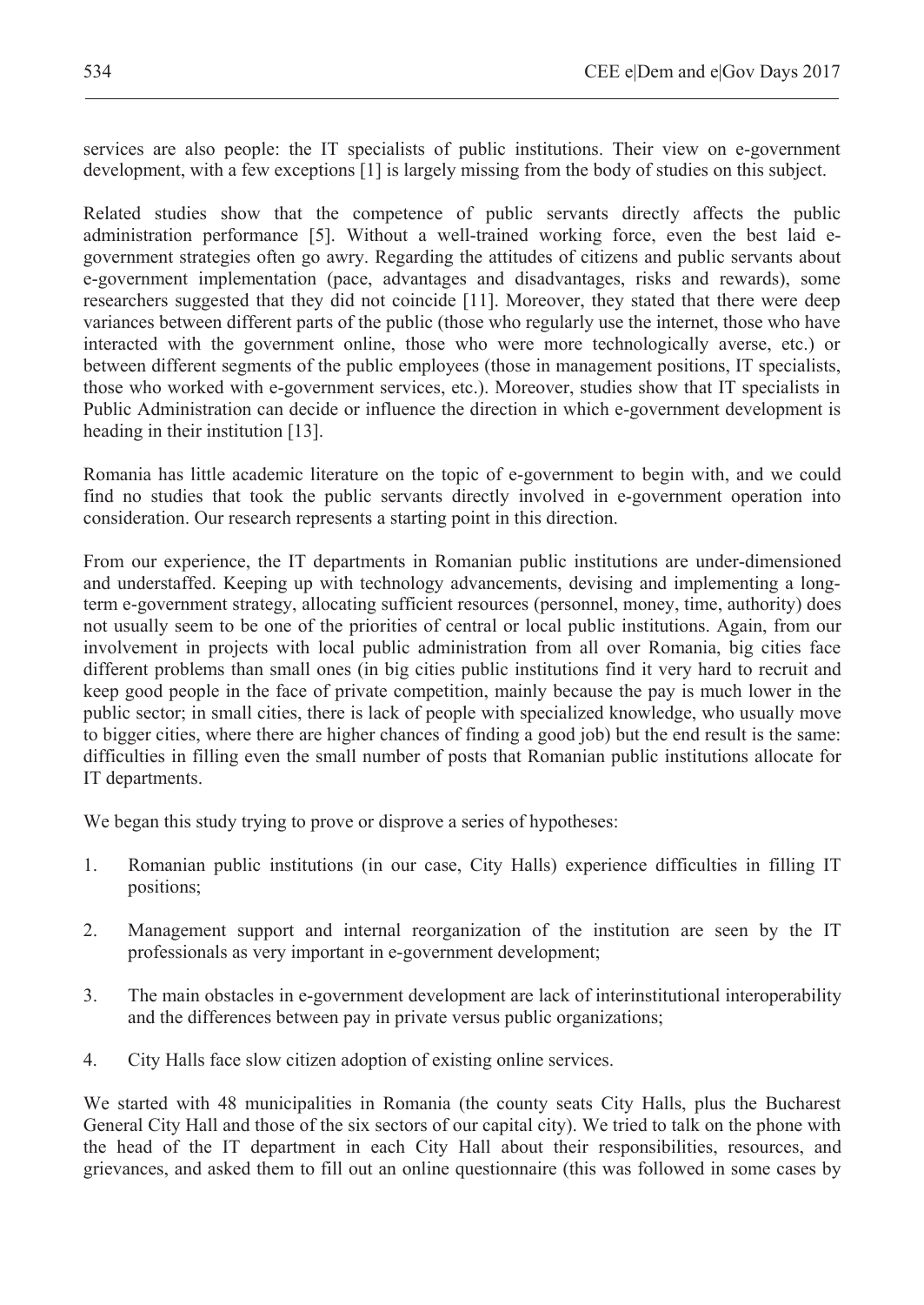services are also people: the IT specialists of public institutions. Their view on e-government development, with a few exceptions [1] is largely missing from the body of studies on this subject.

Related studies show that the competence of public servants directly affects the public administration performance [5]. Without a well-trained working force, even the best laid e-government strategies often go awry. Regarding the attitudes of citizens and public servants about e-government implementation (pace, advantages and disadvantages, risks and rewards), some researchers suggested that they did not coincide [11]. Moreover, they stated that there were deep variances between different parts of the public (those who regularly use the internet, those who have interacted with the government online, those who were more technologically averse, etc.) or between different segments of the public employees (those in management positions, IT specialists, those who worked with e-government services, etc.). Moreover, studies show that IT specialists in Public Administration can decide or influence the direction in which e-government development is heading in their institution [13].

Romania has little academic literature on the topic of e-government to begin with, and we could find no studies that took the public servants directly involved in e-government operation into consideration. Our research represents a starting point in this direction.

From our experience, the IT departments in Romanian public institutions are under-dimensioned and understaffed. Keeping up with technology advancements, devising and implementing a long-term e-government strategy, allocating sufficient resources (personnel, money, time, authority) does not usually seem to be one of the priorities of central or local public institutions. Again, from our involvement in projects with local public administration from all over Romania, big cities face different problems than small ones (in big cities public institutions find it very hard to recruit and keep good people in the face of private competition, mainly because the pay is much lower in the public sector; in small cities, there is lack of people with specialized knowledge, who usually move to bigger cities, where there are higher chances of finding a good job) but the end result is the same: difficulties in filling even the small number of posts that Romanian public institutions allocate for IT departments.

We began this study trying to prove or disprove a series of hypotheses:

1. Romanian public institutions (in our case, City Halls) experience difficulties in filling IT positions;
2. Management support and internal reorganization of the institution are seen by the IT professionals as very important in e-government development;
3. The main obstacles in e-government development are lack of interinstitutional interoperability and the differences between pay in private versus public organizations;
4. City Halls face slow citizen adoption of existing online services.

We started with 48 municipalities in Romania (the county seats City Halls, plus the Bucharest General City Hall and those of the six sectors of our capital city). We tried to talk on the phone with the head of the IT department in each City Hall about their responsibilities, resources, and grievances, and asked them to fill out an online questionnaire (this was followed in some cases by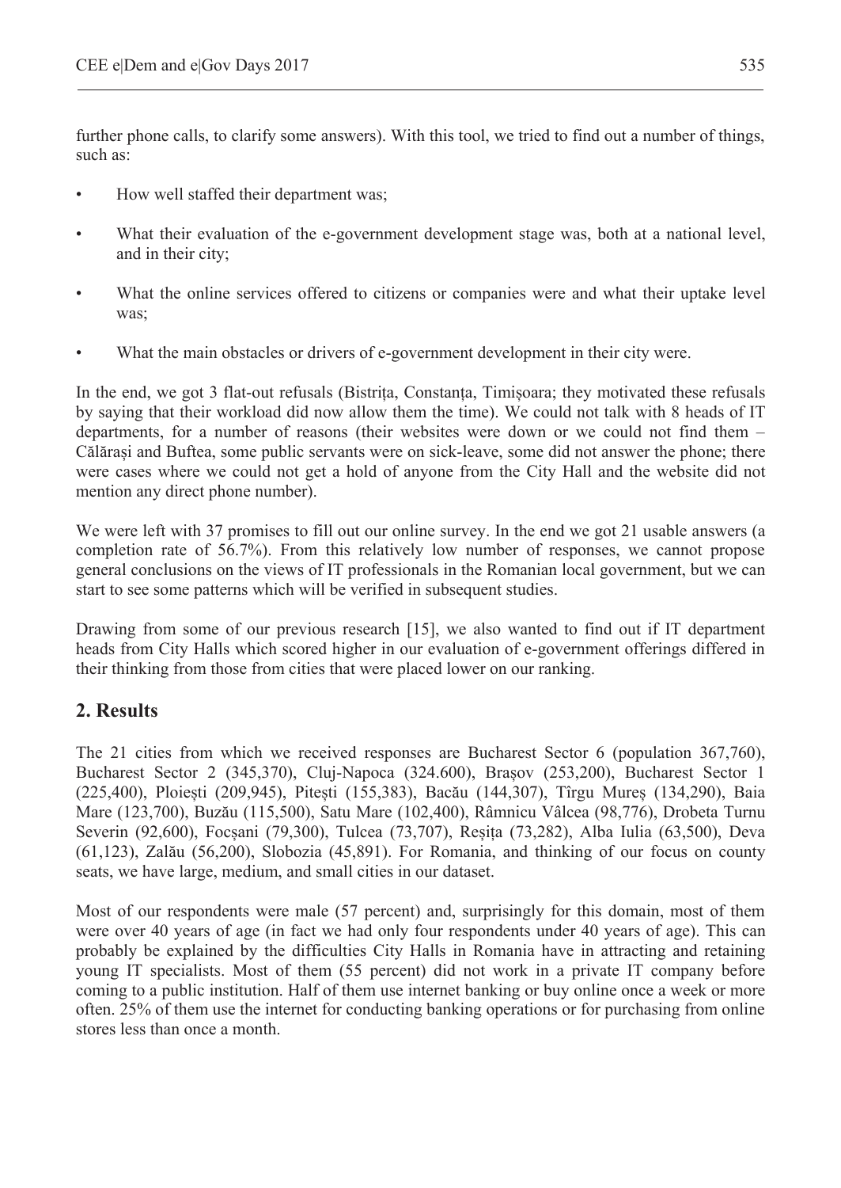further phone calls, to clarify some answers). With this tool, we tried to find out a number of things, such as:

- How well staffed their department was;
- What their evaluation of the e-government development stage was, both at a national level, and in their city;
- What the online services offered to citizens or companies were and what their uptake level was;
- What the main obstacles or drivers of e-government development in their city were.

In the end, we got 3 flat-out refusals (Bistrița, Constanța, Timișoara; they motivated these refusals by saying that their workload did now allow them the time). We could not talk with 8 heads of IT departments, for a number of reasons (their websites were down or we could not find them – Călărași and Buftea, some public servants were on sick-leave, some did not answer the phone; there were cases where we could not get a hold of anyone from the City Hall and the website did not mention any direct phone number).

We were left with 37 promises to fill out our online survey. In the end we got 21 usable answers (a completion rate of 56.7%). From this relatively low number of responses, we cannot propose general conclusions on the views of IT professionals in the Romanian local government, but we can start to see some patterns which will be verified in subsequent studies.

Drawing from some of our previous research [15], we also wanted to find out if IT department heads from City Halls which scored higher in our evaluation of e-government offerings differed in their thinking from those from cities that were placed lower on our ranking.

## 2. Results

The 21 cities from which we received responses are Bucharest Sector 6 (population 367,760), Bucharest Sector 2 (345,370), Cluj-Napoca (324.600), Brașov (253,200), Bucharest Sector 1 (225,400), Ploiești (209,945), Pitești (155,383), Bacău (144,307), Tîrgu Mureș (134,290), Baia Mare (123,700), Buzău (115,500), Satu Mare (102,400), Râmnicu Vâlcea (98,776), Drobeta Turnu Severin (92,600), Focșani (79,300), Tulcea (73,707), Reșița (73,282), Alba Iulia (63,500), Deva (61,123), Zalău (56,200), Slobozia (45,891). For Romania, and thinking of our focus on county seats, we have large, medium, and small cities in our dataset.

Most of our respondents were male (57 percent) and, surprisingly for this domain, most of them were over 40 years of age (in fact we had only four respondents under 40 years of age). This can probably be explained by the difficulties City Halls in Romania have in attracting and retaining young IT specialists. Most of them (55 percent) did not work in a private IT company before coming to a public institution. Half of them use internet banking or buy online once a week or more often. 25% of them use the internet for conducting banking operations or for purchasing from online stores less than once a month.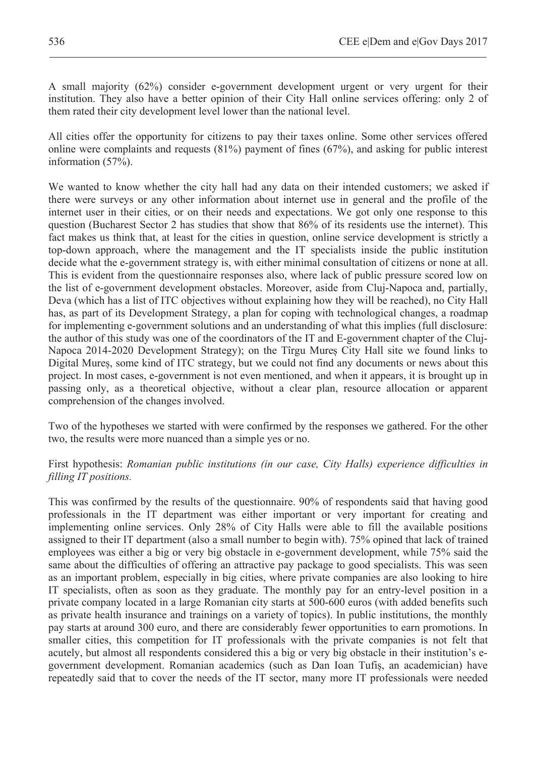A small majority (62%) consider e-government development urgent or very urgent for their institution. They also have a better opinion of their City Hall online services offering: only 2 of them rated their city development level lower than the national level.

All cities offer the opportunity for citizens to pay their taxes online. Some other services offered online were complaints and requests (81%) payment of fines (67%), and asking for public interest information (57%).

We wanted to know whether the city hall had any data on their intended customers; we asked if there were surveys or any other information about internet use in general and the profile of the internet user in their cities, or on their needs and expectations. We got only one response to this question (Bucharest Sector 2 has studies that show that 86% of its residents use the internet). This fact makes us think that, at least for the cities in question, online service development is strictly a top-down approach, where the management and the IT specialists inside the public institution decide what the e-government strategy is, with either minimal consultation of citizens or none at all. This is evident from the questionnaire responses also, where lack of public pressure scored low on the list of e-government development obstacles. Moreover, aside from Cluj-Napoca and, partially, Deva (which has a list of ITC objectives without explaining how they will be reached), no City Hall has, as part of its Development Strategy, a plan for coping with technological changes, a roadmap for implementing e-government solutions and an understanding of what this implies (full disclosure: the author of this study was one of the coordinators of the IT and E-government chapter of the Cluj-Napoca 2014-2020 Development Strategy); on the Tîrgu Mureș City Hall site we found links to Digital Mureș, some kind of ITC strategy, but we could not find any documents or news about this project. In most cases, e-government is not even mentioned, and when it appears, it is brought up in passing only, as a theoretical objective, without a clear plan, resource allocation or apparent comprehension of the changes involved.

Two of the hypotheses we started with were confirmed by the responses we gathered. For the other two, the results were more nuanced than a simple yes or no.

First hypothesis: *Romanian public institutions (in our case, City Halls) experience difficulties in filling IT positions.*

This was confirmed by the results of the questionnaire. 90% of respondents said that having good professionals in the IT department was either important or very important for creating and implementing online services. Only 28% of City Halls were able to fill the available positions assigned to their IT department (also a small number to begin with). 75% opined that lack of trained employees was either a big or very big obstacle in e-government development, while 75% said the same about the difficulties of offering an attractive pay package to good specialists. This was seen as an important problem, especially in big cities, where private companies are also looking to hire IT specialists, often as soon as they graduate. The monthly pay for an entry-level position in a private company located in a large Romanian city starts at 500-600 euros (with added benefits such as private health insurance and trainings on a variety of topics). In public institutions, the monthly pay starts at around 300 euro, and there are considerably fewer opportunities to earn promotions. In smaller cities, this competition for IT professionals with the private companies is not felt that acutely, but almost all respondents considered this a big or very big obstacle in their institution's e-government development. Romanian academics (such as Dan Ioan Tufiș, an academician) have repeatedly said that to cover the needs of the IT sector, many more IT professionals were needed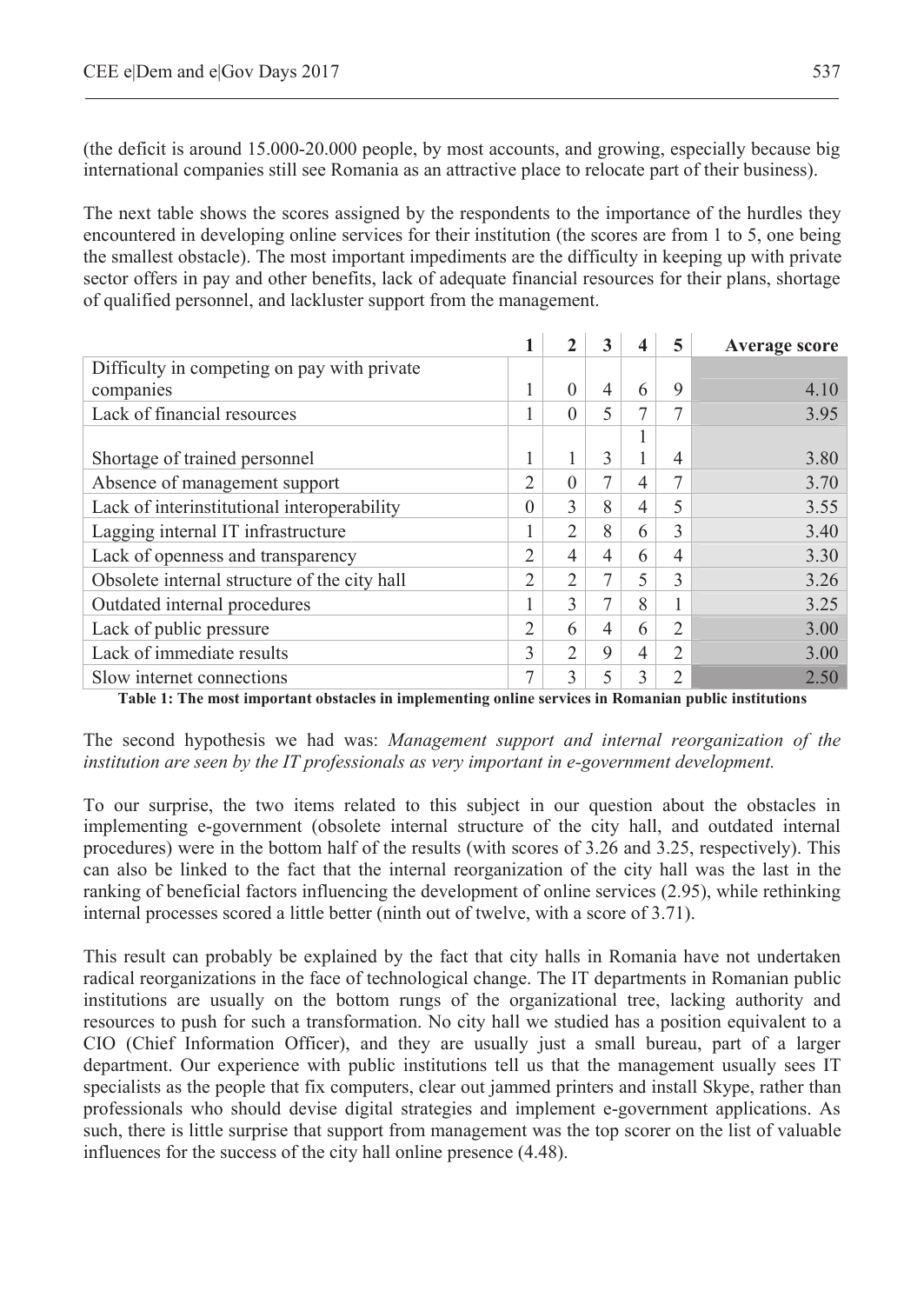(the deficit is around 15.000-20.000 people, by most accounts, and growing, especially because big international companies still see Romania as an attractive place to relocate part of their business).

The next table shows the scores assigned by the respondents to the importance of the hurdles they encountered in developing online services for their institution (the scores are from 1 to 5, one being the smallest obstacle). The most important impediments are the difficulty in keeping up with private sector offers in pay and other benefits, lack of adequate financial resources for their plans, shortage of qualified personnel, and lackluster support from the management.

| | 1 | 2 | 3 | 4 | 5 | Average score |
|---|---|---|---|---|---|---|
| Difficulty in competing on pay with private companies | 1 | 0 | 4 | 6 | 9 | 4.10 |
| Lack of financial resources | 1 | 0 | 5 | 7 | 7 | 3.95 |
| Shortage of trained personnel | 1 | 1 | 3 | 11 | 4 | 3.80 |
| Absence of management support | 2 | 0 | 7 | 4 | 7 | 3.70 |
| Lack of interinstitutional interoperability | 0 | 3 | 8 | 4 | 5 | 3.55 |
| Lagging internal IT infrastructure | 1 | 2 | 8 | 6 | 3 | 3.40 |
| Lack of openness and transparency | 2 | 4 | 4 | 6 | 4 | 3.30 |
| Obsolete internal structure of the city hall | 2 | 2 | 7 | 5 | 3 | 3.26 |
| Outdated internal procedures | 1 | 3 | 7 | 8 | 1 | 3.25 |
| Lack of public pressure | 2 | 6 | 4 | 6 | 2 | 3.00 |
| Lack of immediate results | 3 | 2 | 9 | 4 | 2 | 3.00 |
| Slow internet connections | 7 | 3 | 5 | 3 | 2 | 2.50 |

**Table 1: The most important obstacles in implementing online services in Romanian public institutions**

The second hypothesis we had was: *Management support and internal reorganization of the institution are seen by the IT professionals as very important in e-government development.*

To our surprise, the two items related to this subject in our question about the obstacles in implementing e-government (obsolete internal structure of the city hall, and outdated internal procedures) were in the bottom half of the results (with scores of 3.26 and 3.25, respectively). This can also be linked to the fact that the internal reorganization of the city hall was the last in the ranking of beneficial factors influencing the development of online services (2.95), while rethinking internal processes scored a little better (ninth out of twelve, with a score of 3.71).

This result can probably be explained by the fact that city halls in Romania have not undertaken radical reorganizations in the face of technological change. The IT departments in Romanian public institutions are usually on the bottom rungs of the organizational tree, lacking authority and resources to push for such a transformation. No city hall we studied has a position equivalent to a CIO (Chief Information Officer), and they are usually just a small bureau, part of a larger department. Our experience with public institutions tell us that the management usually sees IT specialists as the people that fix computers, clear out jammed printers and install Skype, rather than professionals who should devise digital strategies and implement e-government applications. As such, there is little surprise that support from management was the top scorer on the list of valuable influences for the success of the city hall online presence (4.48).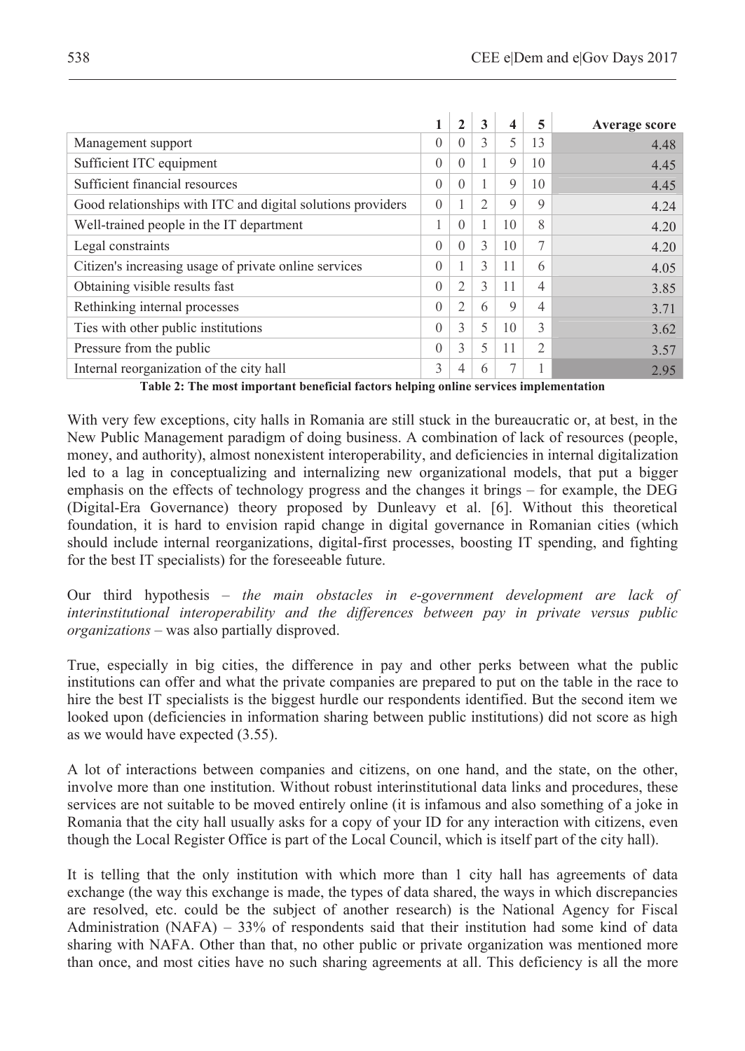| | 1 | 2 | 3 | 4 | 5 | Average score |
|---|---|---|---|---|---|---|
| Management support | 0 | 0 | 3 | 5 | 13 | 4.48 |
| Sufficient ITC equipment | 0 | 0 | 1 | 9 | 10 | 4.45 |
| Sufficient financial resources | 0 | 0 | 1 | 9 | 10 | 4.45 |
| Good relationships with ITC and digital solutions providers | 0 | 1 | 2 | 9 | 9 | 4.24 |
| Well-trained people in the IT department | 1 | 0 | 1 | 10 | 8 | 4.20 |
| Legal constraints | 0 | 0 | 3 | 10 | 7 | 4.20 |
| Citizen's increasing usage of private online services | 0 | 1 | 3 | 11 | 6 | 4.05 |
| Obtaining visible results fast | 0 | 2 | 3 | 11 | 4 | 3.85 |
| Rethinking internal processes | 0 | 2 | 6 | 9 | 4 | 3.71 |
| Ties with other public institutions | 0 | 3 | 5 | 10 | 3 | 3.62 |
| Pressure from the public | 0 | 3 | 5 | 11 | 2 | 3.57 |
| Internal reorganization of the city hall | 3 | 4 | 6 | 7 | 1 | 2.95 |

**Table 2: The most important beneficial factors helping online services implementation**

With very few exceptions, city halls in Romania are still stuck in the bureaucratic or, at best, in the New Public Management paradigm of doing business. A combination of lack of resources (people, money, and authority), almost nonexistent interoperability, and deficiencies in internal digitalization led to a lag in conceptualizing and internalizing new organizational models, that put a bigger emphasis on the effects of technology progress and the changes it brings – for example, the DEG (Digital-Era Governance) theory proposed by Dunleavy et al. [6]. Without this theoretical foundation, it is hard to envision rapid change in digital governance in Romanian cities (which should include internal reorganizations, digital-first processes, boosting IT spending, and fighting for the best IT specialists) for the foreseeable future.

Our third hypothesis – *the main obstacles in e-government development are lack of interinstitutional interoperability and the differences between pay in private versus public organizations* – was also partially disproved.

True, especially in big cities, the difference in pay and other perks between what the public institutions can offer and what the private companies are prepared to put on the table in the race to hire the best IT specialists is the biggest hurdle our respondents identified. But the second item we looked upon (deficiencies in information sharing between public institutions) did not score as high as we would have expected (3.55).

A lot of interactions between companies and citizens, on one hand, and the state, on the other, involve more than one institution. Without robust interinstitutional data links and procedures, these services are not suitable to be moved entirely online (it is infamous and also something of a joke in Romania that the city hall usually asks for a copy of your ID for any interaction with citizens, even though the Local Register Office is part of the Local Council, which is itself part of the city hall).

It is telling that the only institution with which more than 1 city hall has agreements of data exchange (the way this exchange is made, the types of data shared, the ways in which discrepancies are resolved, etc. could be the subject of another research) is the National Agency for Fiscal Administration (NAFA) – 33% of respondents said that their institution had some kind of data sharing with NAFA. Other than that, no other public or private organization was mentioned more than once, and most cities have no such sharing agreements at all. This deficiency is all the more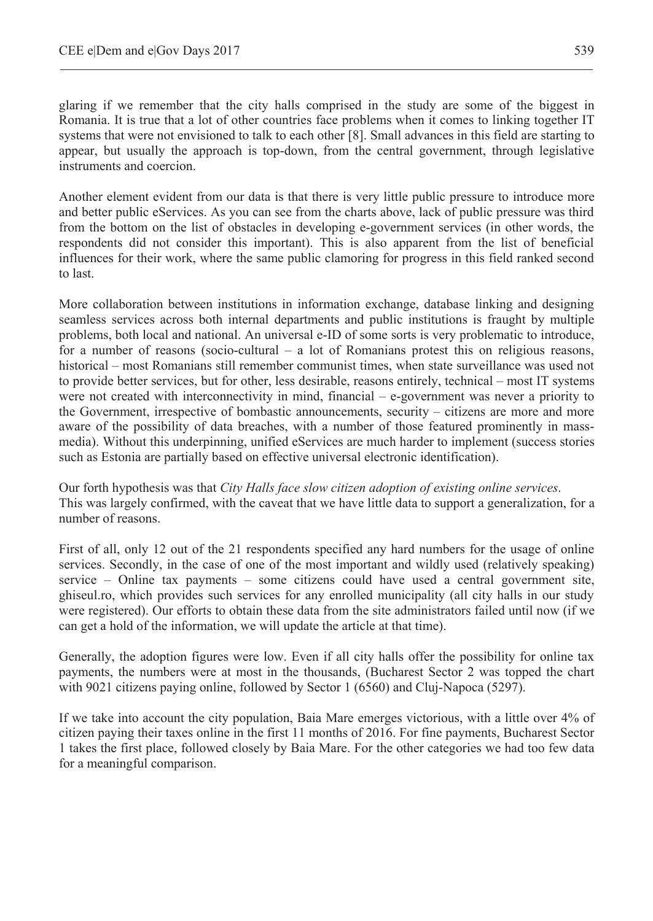glaring if we remember that the city halls comprised in the study are some of the biggest in Romania. It is true that a lot of other countries face problems when it comes to linking together IT systems that were not envisioned to talk to each other [8]. Small advances in this field are starting to appear, but usually the approach is top-down, from the central government, through legislative instruments and coercion.

Another element evident from our data is that there is very little public pressure to introduce more and better public eServices. As you can see from the charts above, lack of public pressure was third from the bottom on the list of obstacles in developing e-government services (in other words, the respondents did not consider this important). This is also apparent from the list of beneficial influences for their work, where the same public clamoring for progress in this field ranked second to last.

More collaboration between institutions in information exchange, database linking and designing seamless services across both internal departments and public institutions is fraught by multiple problems, both local and national. An universal e-ID of some sorts is very problematic to introduce, for a number of reasons (socio-cultural – a lot of Romanians protest this on religious reasons, historical – most Romanians still remember communist times, when state surveillance was used not to provide better services, but for other, less desirable, reasons entirely, technical – most IT systems were not created with interconnectivity in mind, financial – e-government was never a priority to the Government, irrespective of bombastic announcements, security – citizens are more and more aware of the possibility of data breaches, with a number of those featured prominently in mass-media). Without this underpinning, unified eServices are much harder to implement (success stories such as Estonia are partially based on effective universal electronic identification).

Our forth hypothesis was that *City Halls face slow citizen adoption of existing online services*. This was largely confirmed, with the caveat that we have little data to support a generalization, for a number of reasons.

First of all, only 12 out of the 21 respondents specified any hard numbers for the usage of online services. Secondly, in the case of one of the most important and wildly used (relatively speaking) service – Online tax payments – some citizens could have used a central government site, ghiseul.ro, which provides such services for any enrolled municipality (all city halls in our study were registered). Our efforts to obtain these data from the site administrators failed until now (if we can get a hold of the information, we will update the article at that time).

Generally, the adoption figures were low. Even if all city halls offer the possibility for online tax payments, the numbers were at most in the thousands, (Bucharest Sector 2 was topped the chart with 9021 citizens paying online, followed by Sector 1 (6560) and Cluj-Napoca (5297).

If we take into account the city population, Baia Mare emerges victorious, with a little over 4% of citizen paying their taxes online in the first 11 months of 2016. For fine payments, Bucharest Sector 1 takes the first place, followed closely by Baia Mare. For the other categories we had too few data for a meaningful comparison.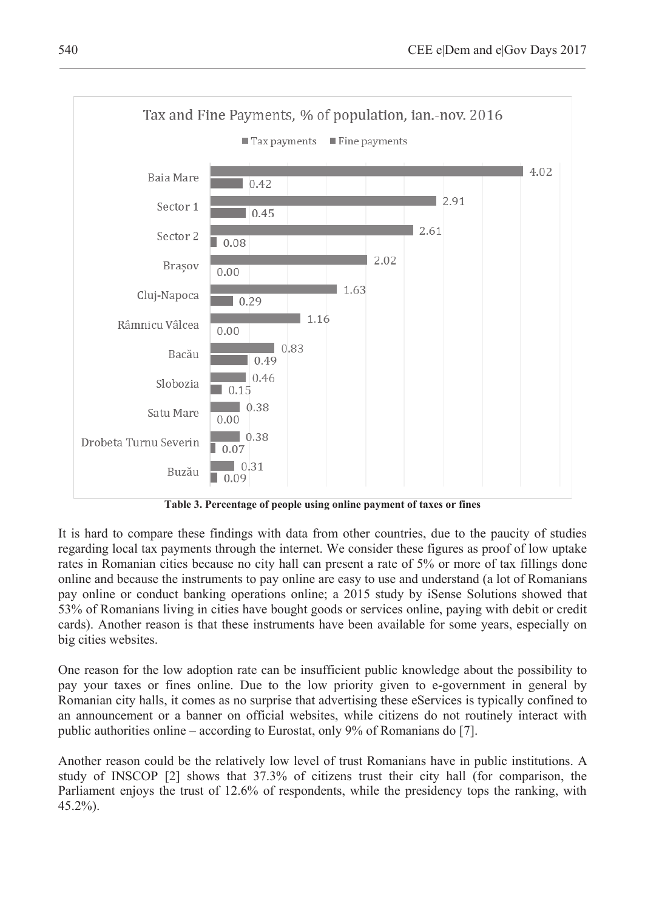**Tax and Fine Payments, % of population, ian.-nov. 2016**

| City | Tax payments | Fine payments |
|---|---|---|
| Baia Mare | 4.02 | 0.42 |
| Sector 1 | 2.91 | 0.45 |
| Sector 2 | 2.61 | 0.08 |
| Brașov | 2.02 | 0.00 |
| Cluj-Napoca | 1.63 | 0.29 |
| Râmnicu Vâlcea | 1.16 | 0.00 |
| Bacău | 0.83 | 0.49 |
| Slobozia | 0.46 | 0.15 |
| Satu Mare | 0.38 | 0.00 |
| Drobeta Turnu Severin | 0.38 | 0.07 |
| Buzău | 0.31 | 0.09 |

**Table 3. Percentage of people using online payment of taxes or fines**

It is hard to compare these findings with data from other countries, due to the paucity of studies regarding local tax payments through the internet. We consider these figures as proof of low uptake rates in Romanian cities because no city hall can present a rate of 5% or more of tax fillings done online and because the instruments to pay online are easy to use and understand (a lot of Romanians pay online or conduct banking operations online; a 2015 study by iSense Solutions showed that 53% of Romanians living in cities have bought goods or services online, paying with debit or credit cards). Another reason is that these instruments have been available for some years, especially on big cities websites.

One reason for the low adoption rate can be insufficient public knowledge about the possibility to pay your taxes or fines online. Due to the low priority given to e-government in general by Romanian city halls, it comes as no surprise that advertising these eServices is typically confined to an announcement or a banner on official websites, while citizens do not routinely interact with public authorities online – according to Eurostat, only 9% of Romanians do [7].

Another reason could be the relatively low level of trust Romanians have in public institutions. A study of INSCOP [2] shows that 37.3% of citizens trust their city hall (for comparison, the Parliament enjoys the trust of 12.6% of respondents, while the presidency tops the ranking, with 45.2%).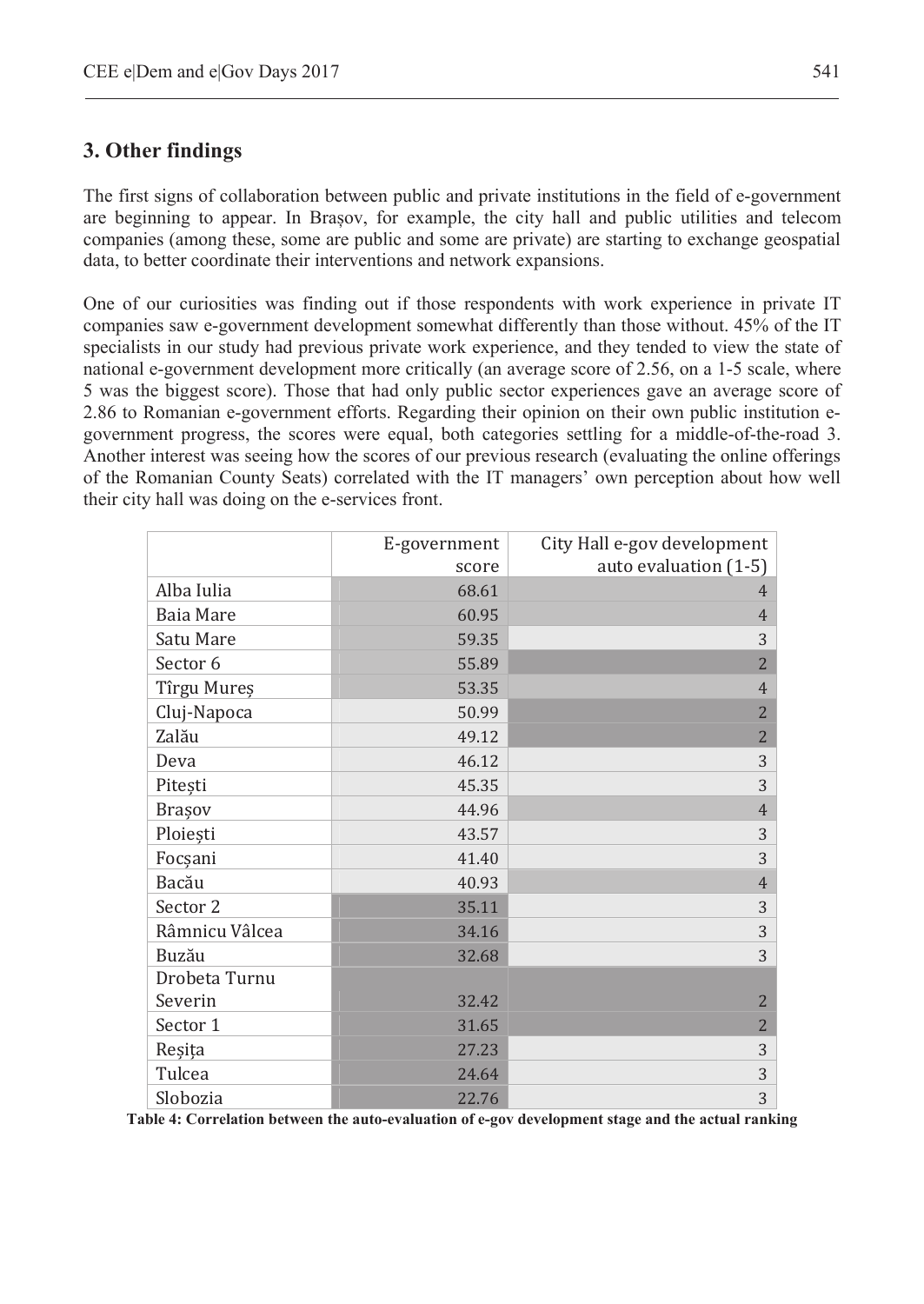## 3. Other findings

The first signs of collaboration between public and private institutions in the field of e-government are beginning to appear. In Brașov, for example, the city hall and public utilities and telecom companies (among these, some are public and some are private) are starting to exchange geospatial data, to better coordinate their interventions and network expansions.

One of our curiosities was finding out if those respondents with work experience in private IT companies saw e-government development somewhat differently than those without. 45% of the IT specialists in our study had previous private work experience, and they tended to view the state of national e-government development more critically (an average score of 2.56, on a 1-5 scale, where 5 was the biggest score). Those that had only public sector experiences gave an average score of 2.86 to Romanian e-government efforts. Regarding their opinion on their own public institution e-government progress, the scores were equal, both categories settling for a middle-of-the-road 3. Another interest was seeing how the scores of our previous research (evaluating the online offerings of the Romanian County Seats) correlated with the IT managers' own perception about how well their city hall was doing on the e-services front.

| | E-government score | City Hall e-gov development auto evaluation (1-5) |
|---|---|---|
| Alba Iulia | 68.61 | 4 |
| Baia Mare | 60.95 | 4 |
| Satu Mare | 59.35 | 3 |
| Sector 6 | 55.89 | 2 |
| Tîrgu Mureș | 53.35 | 4 |
| Cluj-Napoca | 50.99 | 2 |
| Zalău | 49.12 | 2 |
| Deva | 46.12 | 3 |
| Pitești | 45.35 | 3 |
| Brașov | 44.96 | 4 |
| Ploiești | 43.57 | 3 |
| Focșani | 41.40 | 3 |
| Bacău | 40.93 | 4 |
| Sector 2 | 35.11 | 3 |
| Râmnicu Vâlcea | 34.16 | 3 |
| Buzău | 32.68 | 3 |
| Drobeta Turnu Severin | 32.42 | 2 |
| Sector 1 | 31.65 | 2 |
| Reșița | 27.23 | 3 |
| Tulcea | 24.64 | 3 |
| Slobozia | 22.76 | 3 |

**Table 4: Correlation between the auto-evaluation of e-gov development stage and the actual ranking**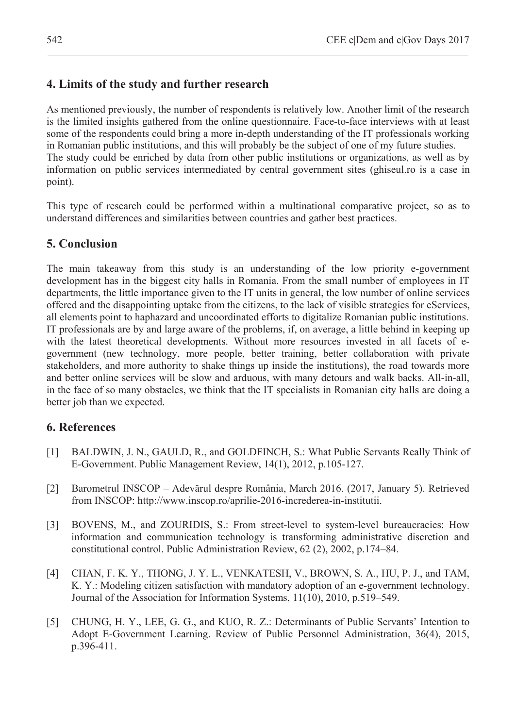## 4. Limits of the study and further research

As mentioned previously, the number of respondents is relatively low. Another limit of the research is the limited insights gathered from the online questionnaire. Face-to-face interviews with at least some of the respondents could bring a more in-depth understanding of the IT professionals working in Romanian public institutions, and this will probably be the subject of one of my future studies. The study could be enriched by data from other public institutions or organizations, as well as by information on public services intermediated by central government sites (ghiseul.ro is a case in point).

This type of research could be performed within a multinational comparative project, so as to understand differences and similarities between countries and gather best practices.

## 5. Conclusion

The main takeaway from this study is an understanding of the low priority e-government development has in the biggest city halls in Romania. From the small number of employees in IT departments, the little importance given to the IT units in general, the low number of online services offered and the disappointing uptake from the citizens, to the lack of visible strategies for eServices, all elements point to haphazard and uncoordinated efforts to digitalize Romanian public institutions. IT professionals are by and large aware of the problems, if, on average, a little behind in keeping up with the latest theoretical developments. Without more resources invested in all facets of e-government (new technology, more people, better training, better collaboration with private stakeholders, and more authority to shake things up inside the institutions), the road towards more and better online services will be slow and arduous, with many detours and walk backs. All-in-all, in the face of so many obstacles, we think that the IT specialists in Romanian city halls are doing a better job than we expected.

## 6. References

[1] BALDWIN, J. N., GAULD, R., and GOLDFINCH, S.: What Public Servants Really Think of E-Government. Public Management Review, 14(1), 2012, p.105-127.

[2] Barometrul INSCOP – Adevărul despre România, March 2016. (2017, January 5). Retrieved from INSCOP: http://www.inscop.ro/aprilie-2016-increderea-in-institutii.

[3] BOVENS, M., and ZOURIDIS, S.: From street-level to system-level bureaucracies: How information and communication technology is transforming administrative discretion and constitutional control. Public Administration Review, 62 (2), 2002, p.174–84.

[4] CHAN, F. K. Y., THONG, J. Y. L., VENKATESH, V., BROWN, S. A., HU, P. J., and TAM, K. Y.: Modeling citizen satisfaction with mandatory adoption of an e-government technology. Journal of the Association for Information Systems, 11(10), 2010, p.519–549.

[5] CHUNG, H. Y., LEE, G. G., and KUO, R. Z.: Determinants of Public Servants' Intention to Adopt E-Government Learning. Review of Public Personnel Administration, 36(4), 2015, p.396-411.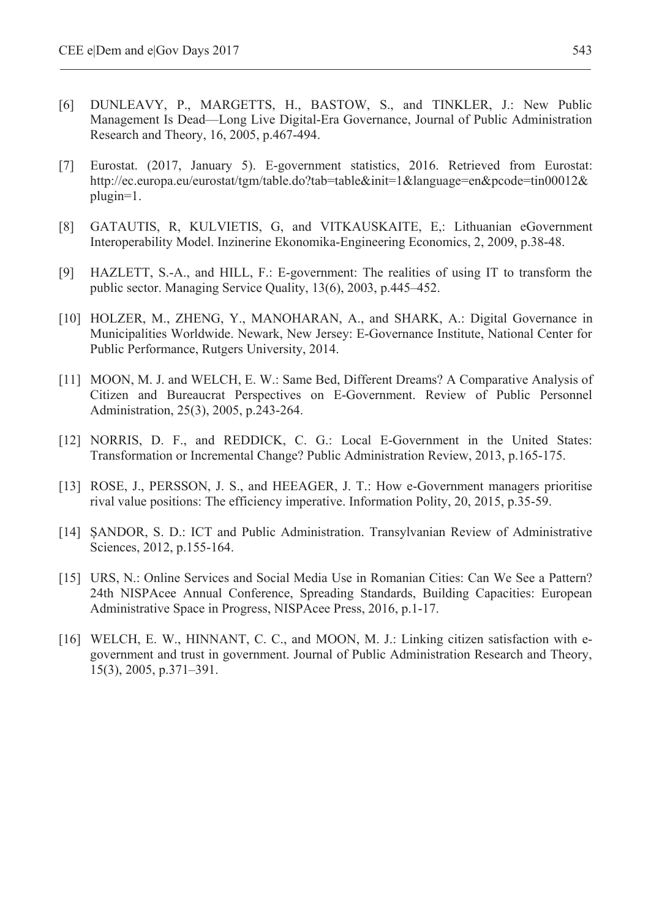[6] DUNLEAVY, P., MARGETTS, H., BASTOW, S., and TINKLER, J.: New Public Management Is Dead—Long Live Digital-Era Governance, Journal of Public Administration Research and Theory, 16, 2005, p.467-494.

[7] Eurostat. (2017, January 5). E-government statistics, 2016. Retrieved from Eurostat: http://ec.europa.eu/eurostat/tgm/table.do?tab=table&init=1&language=en&pcode=tin00012&plugin=1.

[8] GATAUTIS, R, KULVIETIS, G, and VITKAUSKAITE, E,: Lithuanian eGovernment Interoperability Model. Inzinerine Ekonomika-Engineering Economics, 2, 2009, p.38-48.

[9] HAZLETT, S.-A., and HILL, F.: E-government: The realities of using IT to transform the public sector. Managing Service Quality, 13(6), 2003, p.445–452.

[10] HOLZER, M., ZHENG, Y., MANOHARAN, A., and SHARK, A.: Digital Governance in Municipalities Worldwide. Newark, New Jersey: E-Governance Institute, National Center for Public Performance, Rutgers University, 2014.

[11] MOON, M. J. and WELCH, E. W.: Same Bed, Different Dreams? A Comparative Analysis of Citizen and Bureaucrat Perspectives on E-Government. Review of Public Personnel Administration, 25(3), 2005, p.243-264.

[12] NORRIS, D. F., and REDDICK, C. G.: Local E-Government in the United States: Transformation or Incremental Change? Public Administration Review, 2013, p.165-175.

[13] ROSE, J., PERSSON, J. S., and HEEAGER, J. T.: How e-Government managers prioritise rival value positions: The efficiency imperative. Information Polity, 20, 2015, p.35-59.

[14] ȘANDOR, S. D.: ICT and Public Administration. Transylvanian Review of Administrative Sciences, 2012, p.155-164.

[15] URS, N.: Online Services and Social Media Use in Romanian Cities: Can We See a Pattern? 24th NISPAcee Annual Conference, Spreading Standards, Building Capacities: European Administrative Space in Progress, NISPAcee Press, 2016, p.1-17.

[16] WELCH, E. W., HINNANT, C. C., and MOON, M. J.: Linking citizen satisfaction with e-government and trust in government. Journal of Public Administration Research and Theory, 15(3), 2005, p.371–391.